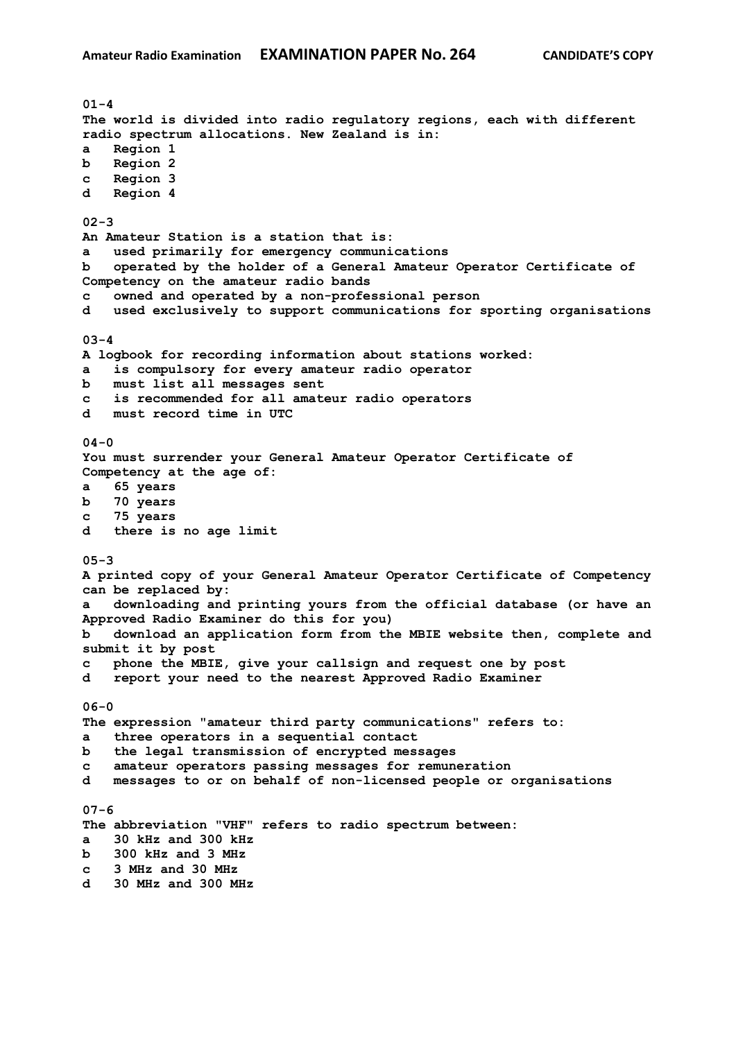**01-4**
**The world is divided into radio regulatory regions, each with different radio spectrum allocations. New Zealand is in:**
**a Region 1**
**b Region 2**
**c Region 3**
**d Region 4**

**02-3**
**An Amateur Station is a station that is:**
**a used primarily for emergency communications**
**b operated by the holder of a General Amateur Operator Certificate of Competency on the amateur radio bands**
**c owned and operated by a non-professional person**
**d used exclusively to support communications for sporting organisations**

**03-4**
**A logbook for recording information about stations worked:**
**a is compulsory for every amateur radio operator**
**b must list all messages sent**
**c is recommended for all amateur radio operators**
**d must record time in UTC**

**04-0**
**You must surrender your General Amateur Operator Certificate of Competency at the age of:**
**a 65 years**
**b 70 years**
**c 75 years**
**d there is no age limit**

**05-3**
**A printed copy of your General Amateur Operator Certificate of Competency can be replaced by:**
**a downloading and printing yours from the official database (or have an Approved Radio Examiner do this for you)**
**b download an application form from the MBIE website then, complete and submit it by post**
**c phone the MBIE, give your callsign and request one by post**
**d report your need to the nearest Approved Radio Examiner**

**06-0**
**The expression "amateur third party communications" refers to:**
**a three operators in a sequential contact**
**b the legal transmission of encrypted messages**
**c amateur operators passing messages for remuneration**
**d messages to or on behalf of non-licensed people or organisations**

**07-6**
**The abbreviation "VHF" refers to radio spectrum between:**
**a 30 kHz and 300 kHz**
**b 300 kHz and 3 MHz**
**c 3 MHz and 30 MHz**
**d 30 MHz and 300 MHz**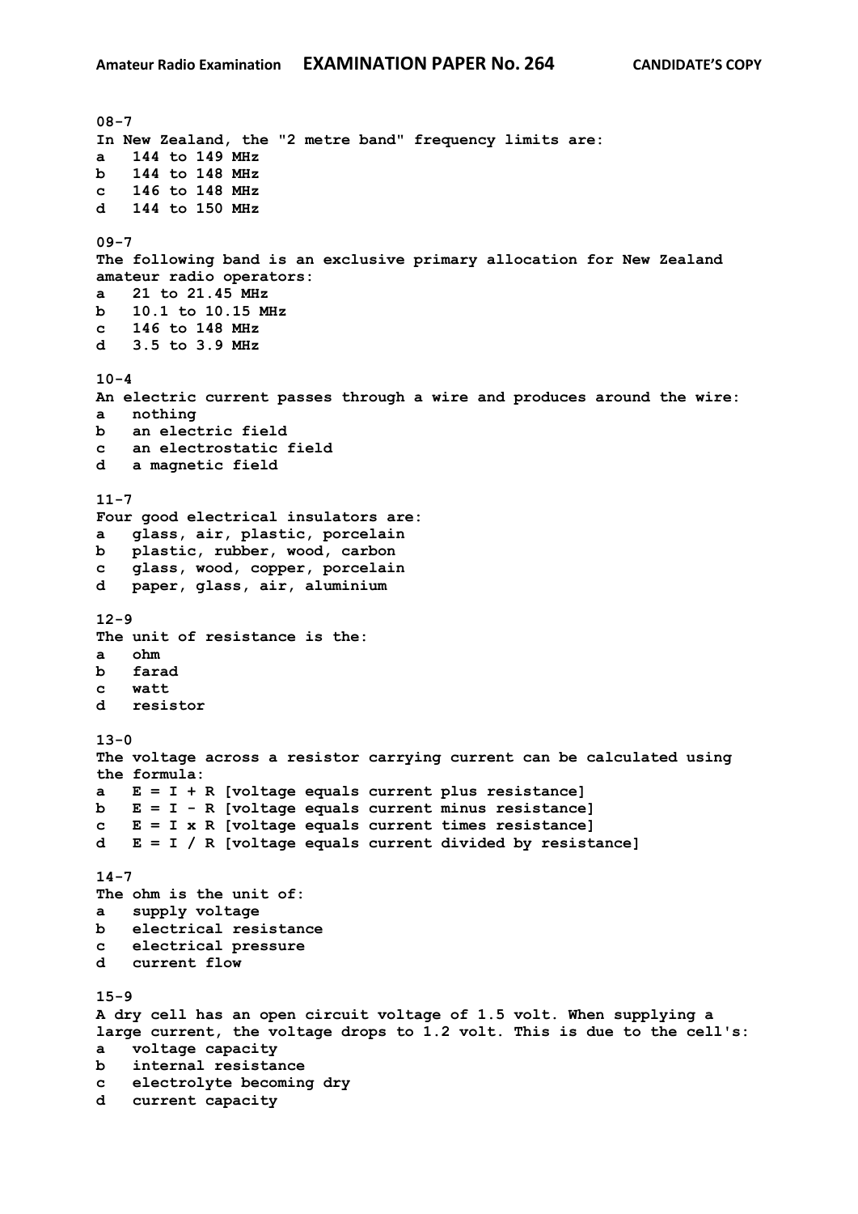**08-7**
In New Zealand, the "2 metre band" frequency limits are:
a 144 to 149 MHz
b 144 to 148 MHz
c 146 to 148 MHz
d 144 to 150 MHz

**09-7**
The following band is an exclusive primary allocation for New Zealand amateur radio operators:
a 21 to 21.45 MHz
b 10.1 to 10.15 MHz
c 146 to 148 MHz
d 3.5 to 3.9 MHz

**10-4**
An electric current passes through a wire and produces around the wire:
a nothing
b an electric field
c an electrostatic field
d a magnetic field

**11-7**
Four good electrical insulators are:
a glass, air, plastic, porcelain
b plastic, rubber, wood, carbon
c glass, wood, copper, porcelain
d paper, glass, air, aluminium

**12-9**
The unit of resistance is the:
a ohm
b farad
c watt
d resistor

**13-0**
The voltage across a resistor carrying current can be calculated using the formula:
a $E = I + R$ [voltage equals current plus resistance]
b $E = I - R$ [voltage equals current minus resistance]
c $E = I \times R$ [voltage equals current times resistance]
d $E = I / R$ [voltage equals current divided by resistance]

**14-7**
The ohm is the unit of:
a supply voltage
b electrical resistance
c electrical pressure
d current flow

**15-9**
A dry cell has an open circuit voltage of 1.5 volt. When supplying a large current, the voltage drops to 1.2 volt. This is due to the cell's:
a voltage capacity
b internal resistance
c electrolyte becoming dry
d current capacity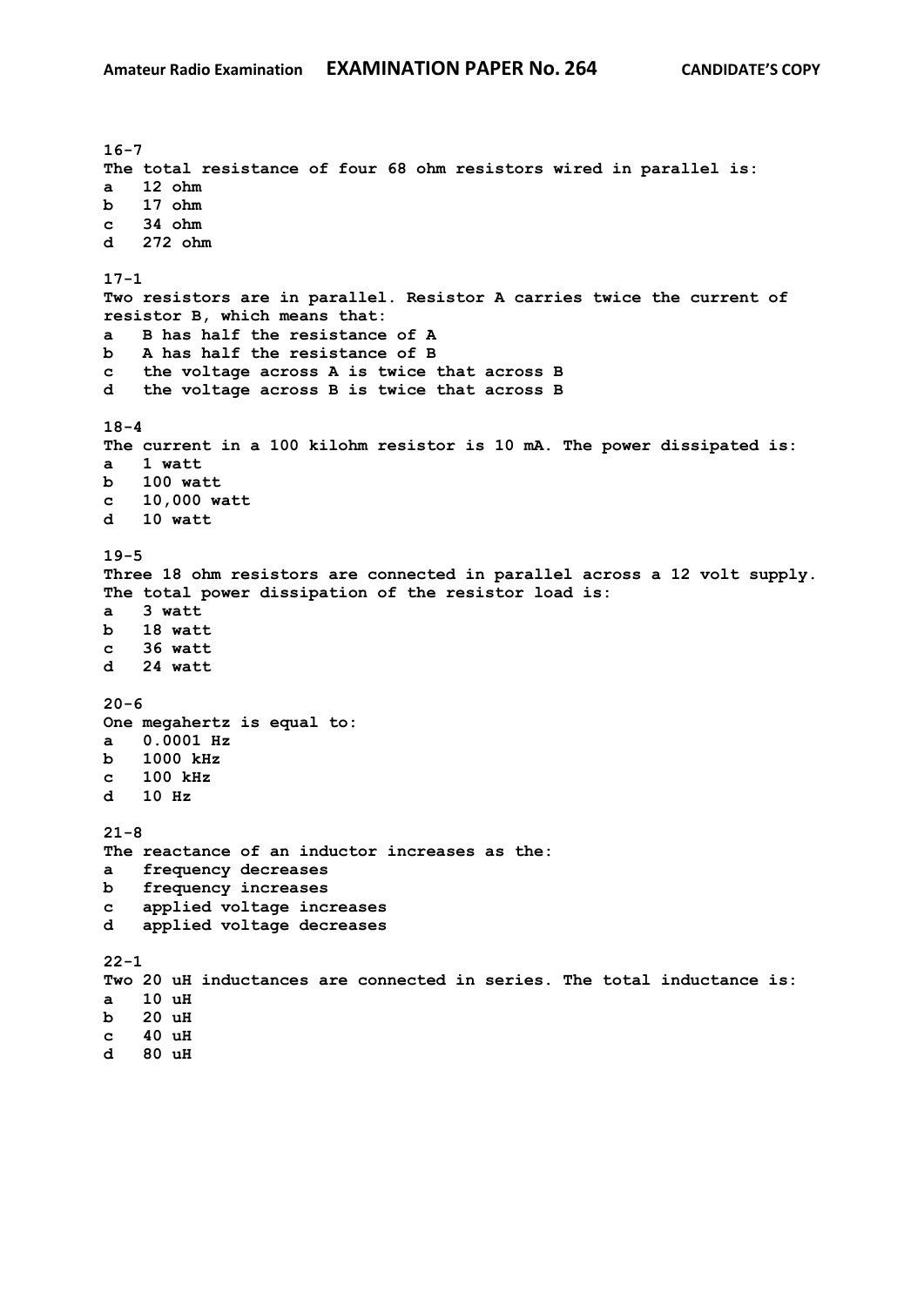16-7
The total resistance of four 68 ohm resistors wired in parallel is:
a   12 ohm
b   17 ohm
c   34 ohm
d   272 ohm

17-1
Two resistors are in parallel. Resistor A carries twice the current of resistor B, which means that:
a   B has half the resistance of A
b   A has half the resistance of B
c   the voltage across A is twice that across B
d   the voltage across B is twice that across B

18-4
The current in a 100 kilohm resistor is 10 mA. The power dissipated is:
a   1 watt
b   100 watt
c   10,000 watt
d   10 watt

19-5
Three 18 ohm resistors are connected in parallel across a 12 volt supply. The total power dissipation of the resistor load is:
a   3 watt
b   18 watt
c   36 watt
d   24 watt

20-6
One megahertz is equal to:
a   0.0001 Hz
b   1000 kHz
c   100 kHz
d   10 Hz

21-8
The reactance of an inductor increases as the:
a   frequency decreases
b   frequency increases
c   applied voltage increases
d   applied voltage decreases

22-1
Two 20 uH inductances are connected in series. The total inductance is:
a   10 uH
b   20 uH
c   40 uH
d   80 uH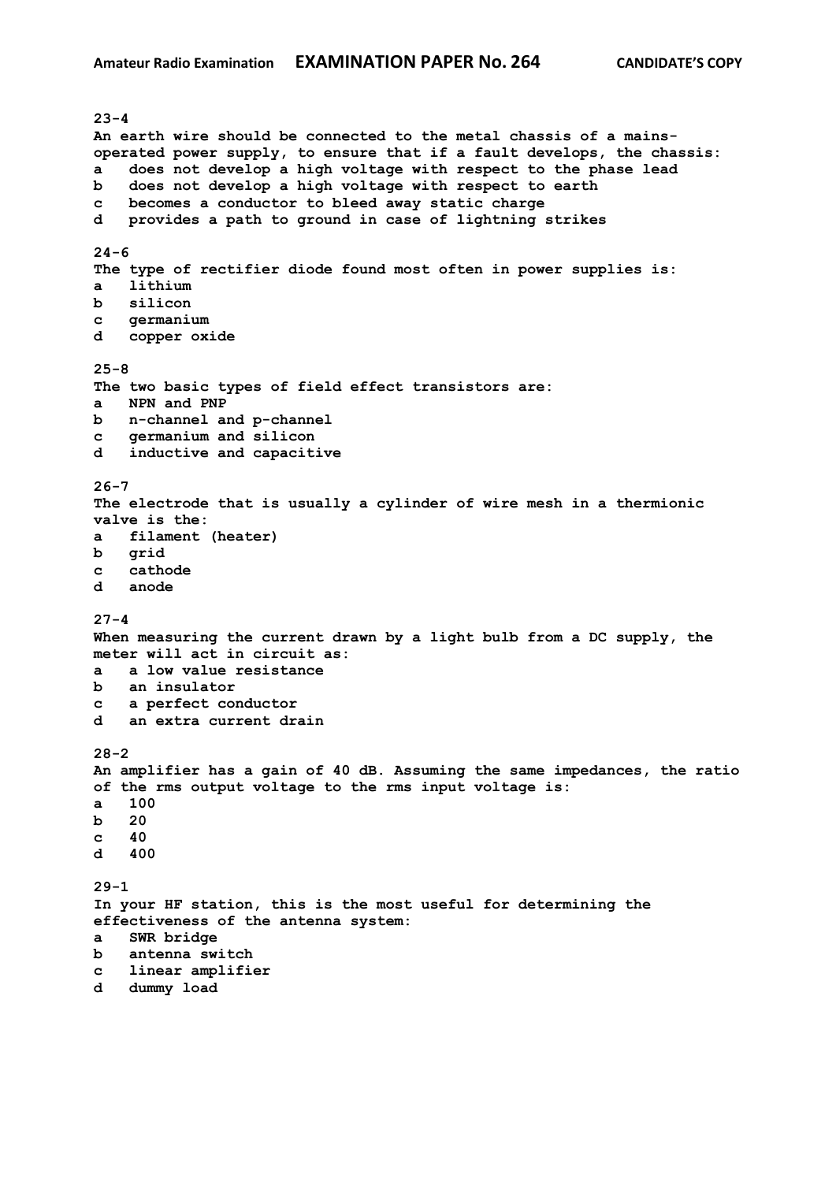**23-4**
**An earth wire should be connected to the metal chassis of a mains-operated power supply, to ensure that if a fault develops, the chassis:**
**a does not develop a high voltage with respect to the phase lead**
**b does not develop a high voltage with respect to earth**
**c becomes a conductor to bleed away static charge**
**d provides a path to ground in case of lightning strikes**

**24-6**
**The type of rectifier diode found most often in power supplies is:**
**a lithium**
**b silicon**
**c germanium**
**d copper oxide**

**25-8**
**The two basic types of field effect transistors are:**
**a NPN and PNP**
**b n-channel and p-channel**
**c germanium and silicon**
**d inductive and capacitive**

**26-7**
**The electrode that is usually a cylinder of wire mesh in a thermionic valve is the:**
**a filament (heater)**
**b grid**
**c cathode**
**d anode**

**27-4**
**When measuring the current drawn by a light bulb from a DC supply, the meter will act in circuit as:**
**a a low value resistance**
**b an insulator**
**c a perfect conductor**
**d an extra current drain**

**28-2**
**An amplifier has a gain of 40 dB. Assuming the same impedances, the ratio of the rms output voltage to the rms input voltage is:**
**a 100**
**b 20**
**c 40**
**d 400**

**29-1**
**In your HF station, this is the most useful for determining the effectiveness of the antenna system:**
**a SWR bridge**
**b antenna switch**
**c linear amplifier**
**d dummy load**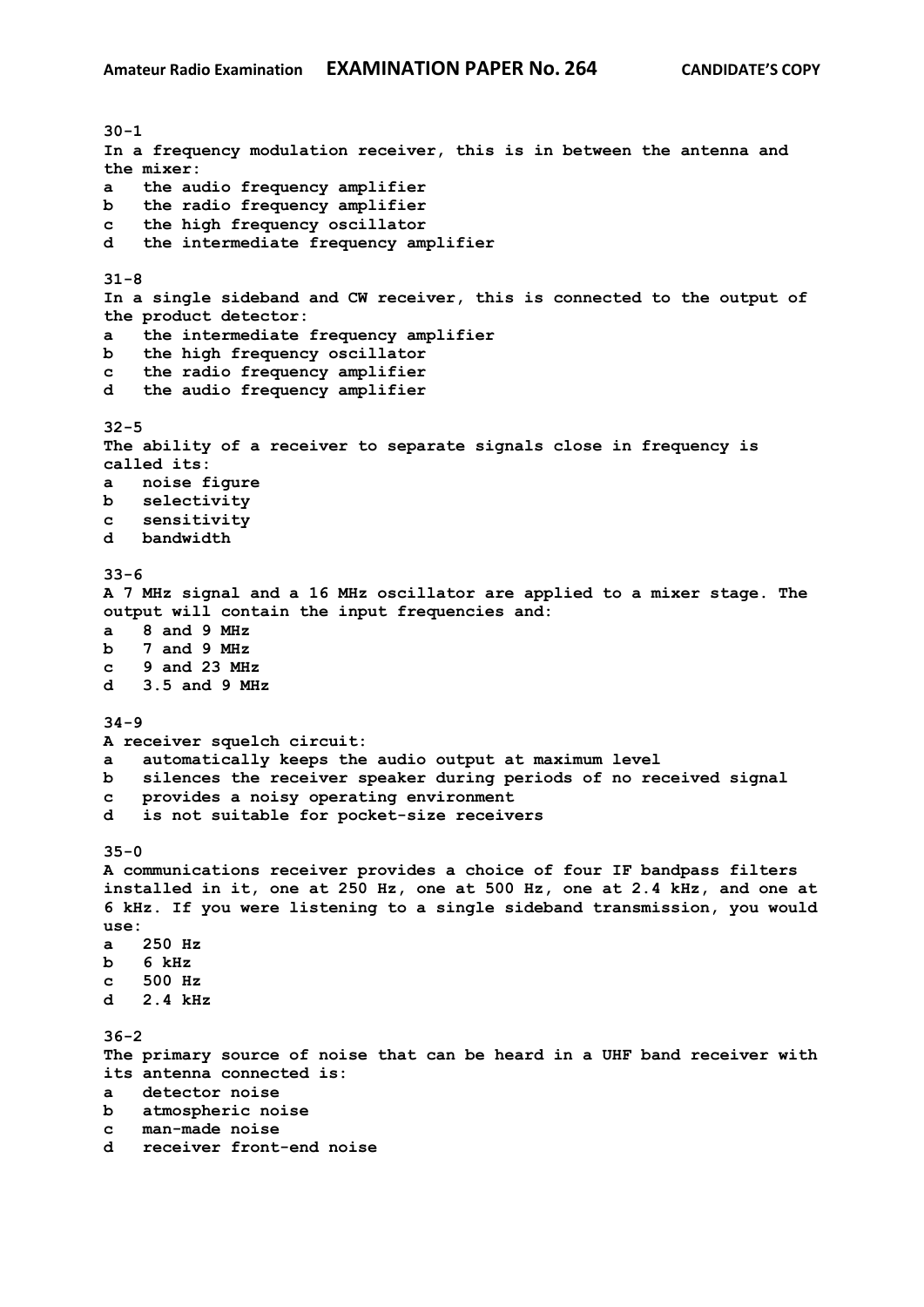**30-1**
**In a frequency modulation receiver, this is in between the antenna and the mixer:**
a the audio frequency amplifier
b the radio frequency amplifier
c the high frequency oscillator
d the intermediate frequency amplifier

**31-8**
**In a single sideband and CW receiver, this is connected to the output of the product detector:**
a the intermediate frequency amplifier
b the high frequency oscillator
c the radio frequency amplifier
d the audio frequency amplifier

**32-5**
**The ability of a receiver to separate signals close in frequency is called its:**
a noise figure
b selectivity
c sensitivity
d bandwidth

**33-6**
**A 7 MHz signal and a 16 MHz oscillator are applied to a mixer stage. The output will contain the input frequencies and:**
a 8 and 9 MHz
b 7 and 9 MHz
c 9 and 23 MHz
d 3.5 and 9 MHz

**34-9**
**A receiver squelch circuit:**
a automatically keeps the audio output at maximum level
b silences the receiver speaker during periods of no received signal
c provides a noisy operating environment
d is not suitable for pocket-size receivers

**35-0**
**A communications receiver provides a choice of four IF bandpass filters installed in it, one at 250 Hz, one at 500 Hz, one at 2.4 kHz, and one at 6 kHz. If you were listening to a single sideband transmission, you would use:**
a 250 Hz
b 6 kHz
c 500 Hz
d 2.4 kHz

**36-2**
**The primary source of noise that can be heard in a UHF band receiver with its antenna connected is:**
a detector noise
b atmospheric noise
c man-made noise
d receiver front-end noise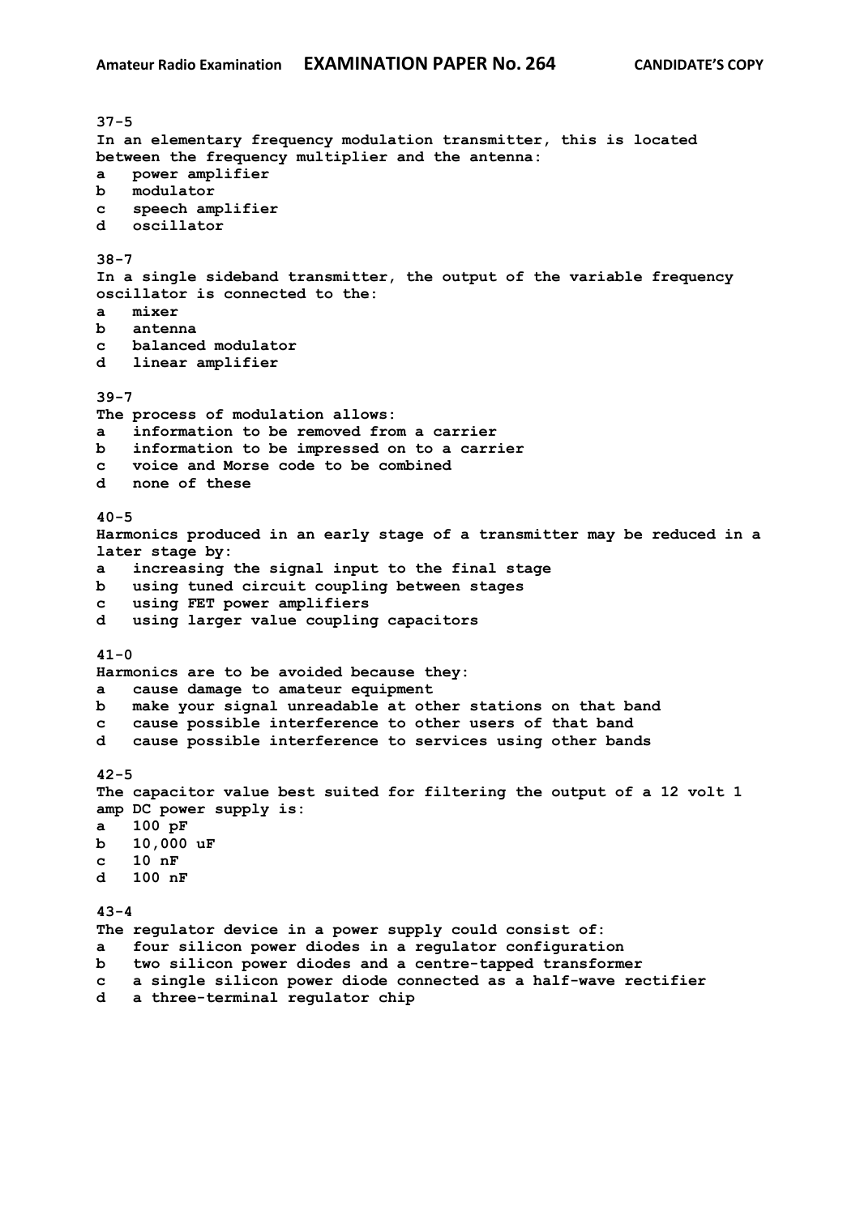**37-5**
**In an elementary frequency modulation transmitter, this is located between the frequency multiplier and the antenna:**
**a power amplifier**
**b modulator**
**c speech amplifier**
**d oscillator**

**38-7**
**In a single sideband transmitter, the output of the variable frequency oscillator is connected to the:**
**a mixer**
**b antenna**
**c balanced modulator**
**d linear amplifier**

**39-7**
**The process of modulation allows:**
**a information to be removed from a carrier**
**b information to be impressed on to a carrier**
**c voice and Morse code to be combined**
**d none of these**

**40-5**
**Harmonics produced in an early stage of a transmitter may be reduced in a later stage by:**
**a increasing the signal input to the final stage**
**b using tuned circuit coupling between stages**
**c using FET power amplifiers**
**d using larger value coupling capacitors**

**41-0**
**Harmonics are to be avoided because they:**
**a cause damage to amateur equipment**
**b make your signal unreadable at other stations on that band**
**c cause possible interference to other users of that band**
**d cause possible interference to services using other bands**

**42-5**
**The capacitor value best suited for filtering the output of a 12 volt 1 amp DC power supply is:**
**a 100 pF**
**b 10,000 uF**
**c 10 nF**
**d 100 nF**

**43-4**
**The regulator device in a power supply could consist of:**
**a four silicon power diodes in a regulator configuration**
**b two silicon power diodes and a centre-tapped transformer**
**c a single silicon power diode connected as a half-wave rectifier**
**d a three-terminal regulator chip**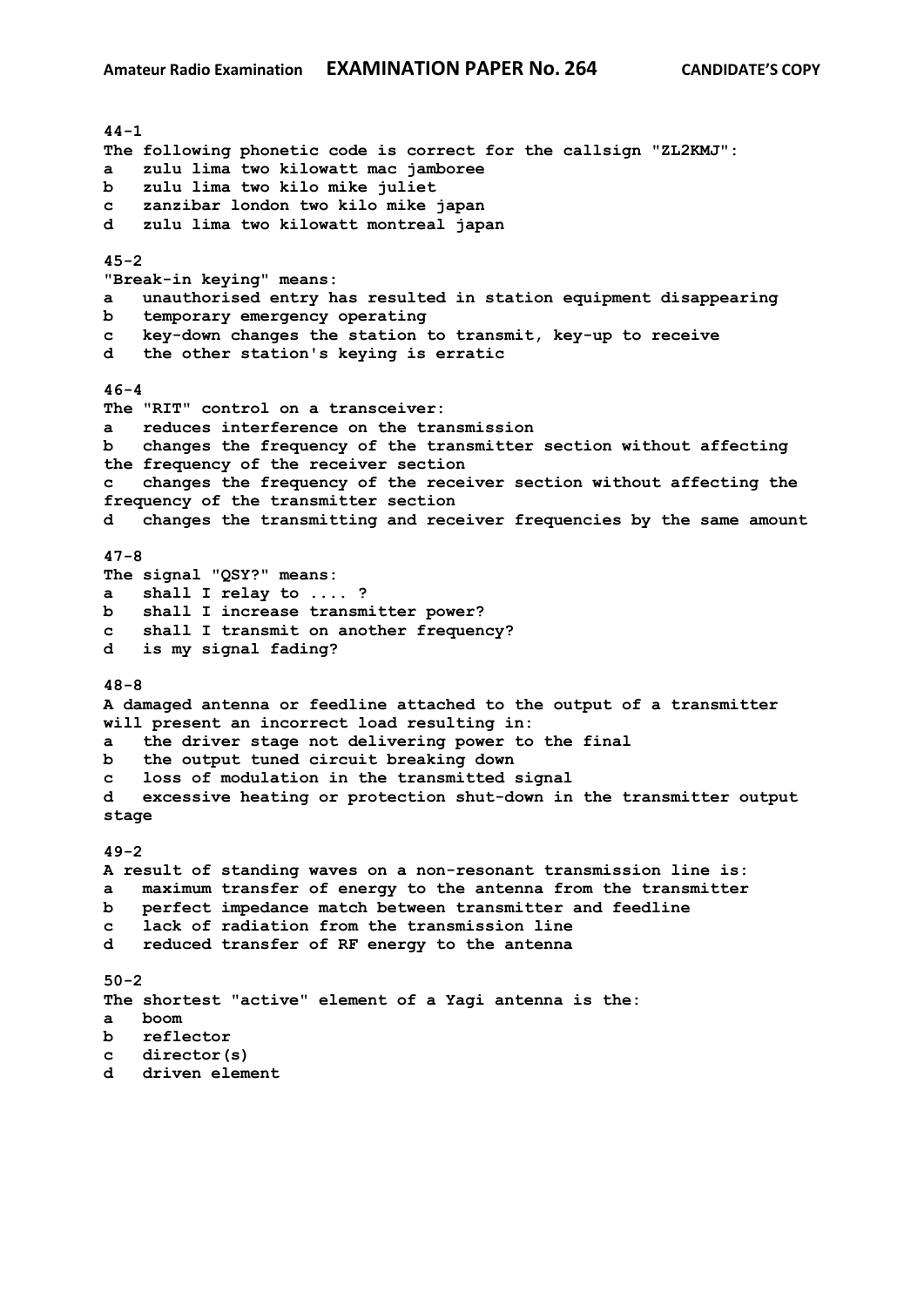**44-1**
**The following phonetic code is correct for the callsign "ZL2KMJ":**
**a zulu lima two kilowatt mac jamboree**
**b zulu lima two kilo mike juliet**
**c zanzibar london two kilo mike japan**
**d zulu lima two kilowatt montreal japan**

**45-2**
**"Break-in keying" means:**
**a unauthorised entry has resulted in station equipment disappearing**
**b temporary emergency operating**
**c key-down changes the station to transmit, key-up to receive**
**d the other station's keying is erratic**

**46-4**
**The "RIT" control on a transceiver:**
**a reduces interference on the transmission**
**b changes the frequency of the transmitter section without affecting the frequency of the receiver section**
**c changes the frequency of the receiver section without affecting the frequency of the transmitter section**
**d changes the transmitting and receiver frequencies by the same amount**

**47-8**
**The signal "QSY?" means:**
**a shall I relay to .... ?**
**b shall I increase transmitter power?**
**c shall I transmit on another frequency?**
**d is my signal fading?**

**48-8**
**A damaged antenna or feedline attached to the output of a transmitter will present an incorrect load resulting in:**
**a the driver stage not delivering power to the final**
**b the output tuned circuit breaking down**
**c loss of modulation in the transmitted signal**
**d excessive heating or protection shut-down in the transmitter output stage**

**49-2**
**A result of standing waves on a non-resonant transmission line is:**
**a maximum transfer of energy to the antenna from the transmitter**
**b perfect impedance match between transmitter and feedline**
**c lack of radiation from the transmission line**
**d reduced transfer of RF energy to the antenna**

**50-2**
**The shortest "active" element of a Yagi antenna is the:**
**a boom**
**b reflector**
**c director(s)**
**d driven element**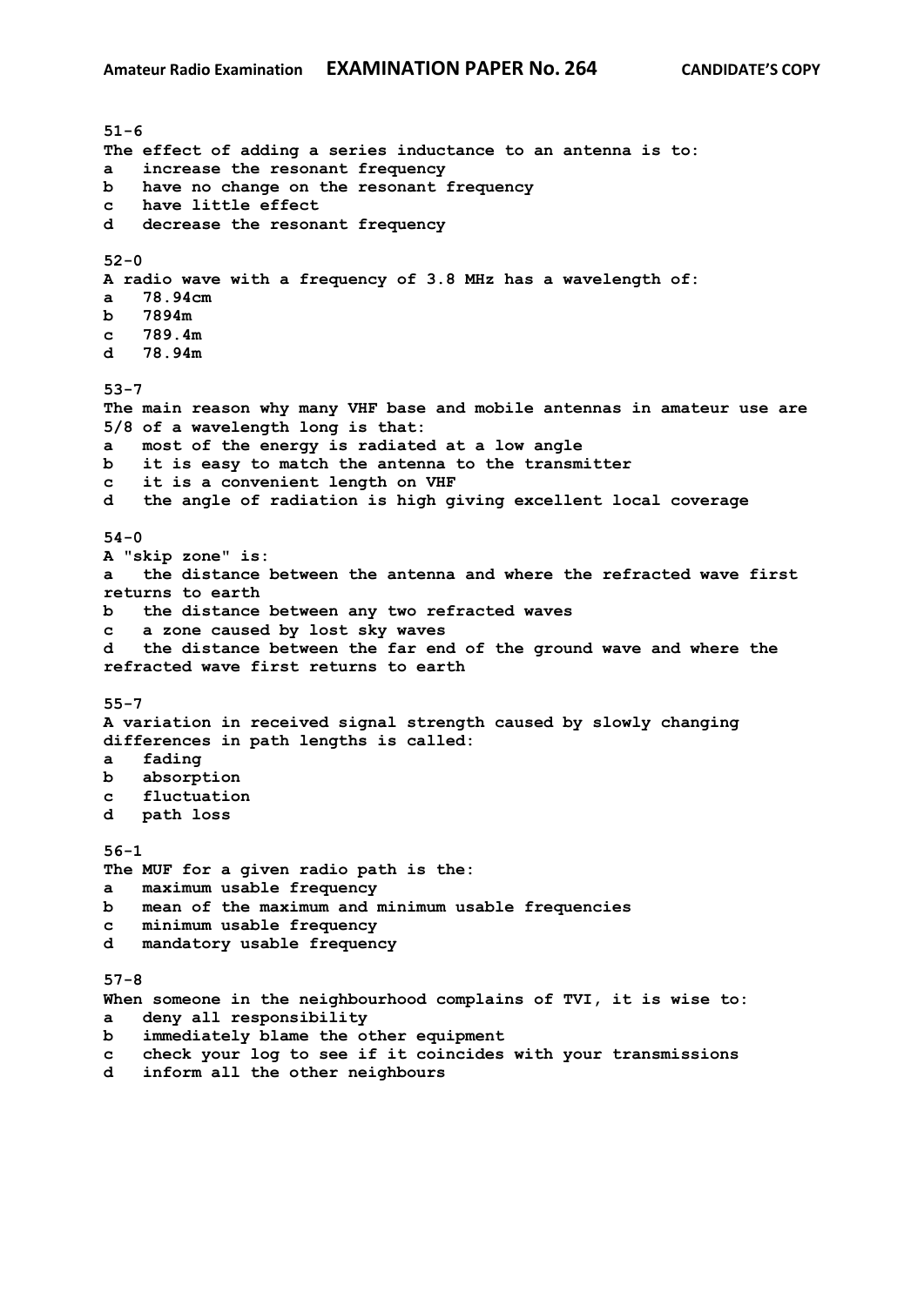**51-6**
**The effect of adding a series inductance to an antenna is to:**
**a** increase the resonant frequency
**b** have no change on the resonant frequency
**c** have little effect
**d** decrease the resonant frequency

**52-0**
**A radio wave with a frequency of 3.8 MHz has a wavelength of:**
**a** 78.94cm
**b** 7894m
**c** 789.4m
**d** 78.94m

**53-7**
**The main reason why many VHF base and mobile antennas in amateur use are 5/8 of a wavelength long is that:**
**a** most of the energy is radiated at a low angle
**b** it is easy to match the antenna to the transmitter
**c** it is a convenient length on VHF
**d** the angle of radiation is high giving excellent local coverage

**54-0**
**A "skip zone" is:**
**a** the distance between the antenna and where the refracted wave first returns to earth
**b** the distance between any two refracted waves
**c** a zone caused by lost sky waves
**d** the distance between the far end of the ground wave and where the refracted wave first returns to earth

**55-7**
**A variation in received signal strength caused by slowly changing differences in path lengths is called:**
**a** fading
**b** absorption
**c** fluctuation
**d** path loss

**56-1**
**The MUF for a given radio path is the:**
**a** maximum usable frequency
**b** mean of the maximum and minimum usable frequencies
**c** minimum usable frequency
**d** mandatory usable frequency

**57-8**
**When someone in the neighbourhood complains of TVI, it is wise to:**
**a** deny all responsibility
**b** immediately blame the other equipment
**c** check your log to see if it coincides with your transmissions
**d** inform all the other neighbours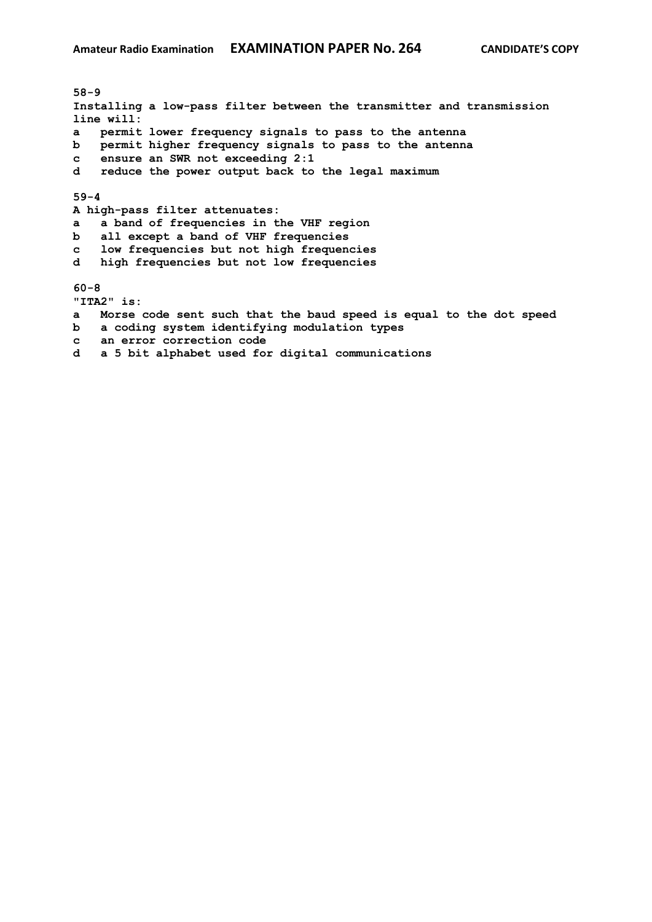**58-9**
**Installing a low-pass filter between the transmitter and transmission line will:**
**a permit lower frequency signals to pass to the antenna**
**b permit higher frequency signals to pass to the antenna**
**c ensure an SWR not exceeding 2:1**
**d reduce the power output back to the legal maximum**

**59-4**
**A high-pass filter attenuates:**
**a a band of frequencies in the VHF region**
**b all except a band of VHF frequencies**
**c low frequencies but not high frequencies**
**d high frequencies but not low frequencies**

**60-8**
**"ITA2" is:**
**a Morse code sent such that the baud speed is equal to the dot speed**
**b a coding system identifying modulation types**
**c an error correction code**
**d a 5 bit alphabet used for digital communications**